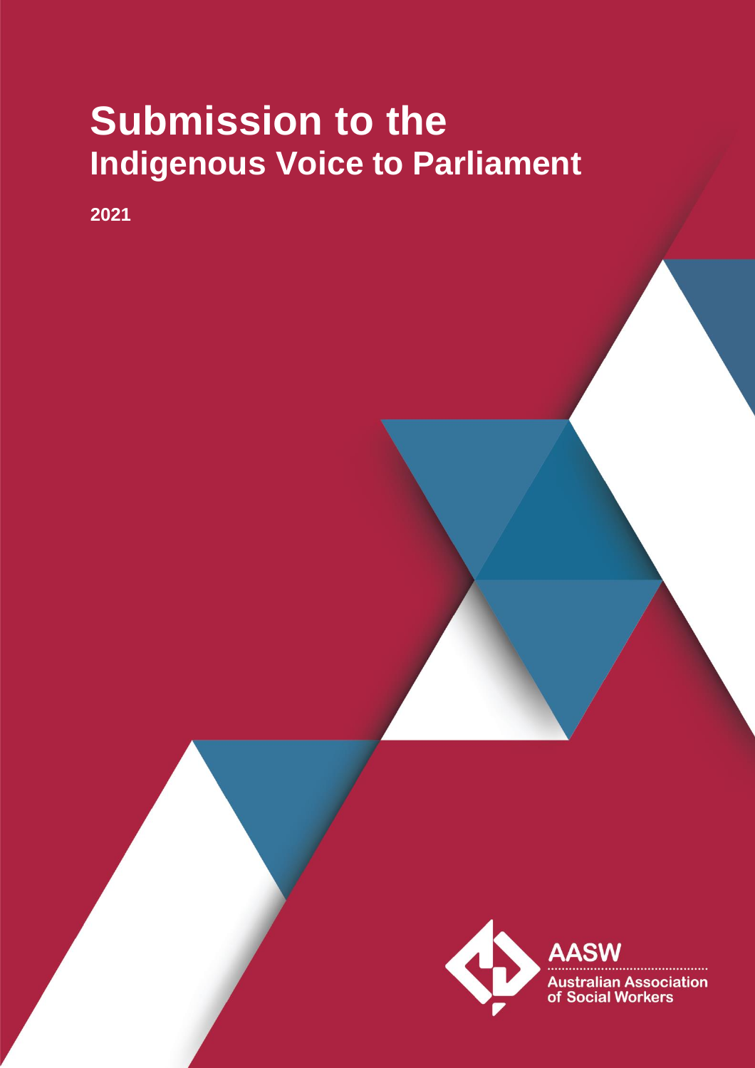# Submission to the
## Indigenous Voice to Parliament

**2021**

AASW
Australian Association of Social Workers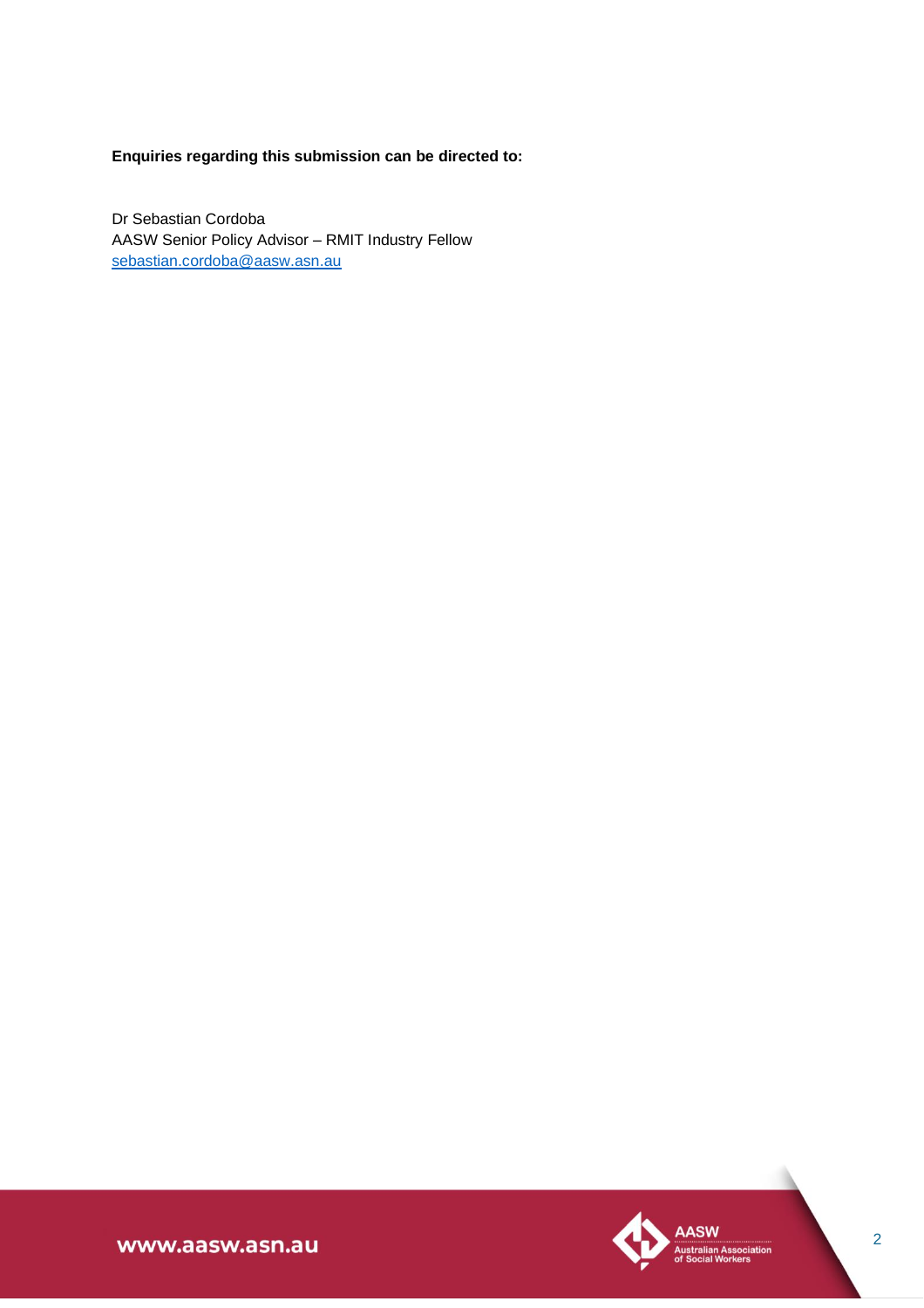**Enquiries regarding this submission can be directed to:**

Dr Sebastian Cordoba
AASW Senior Policy Advisor – RMIT Industry Fellow
sebastian.cordoba@aasw.asn.au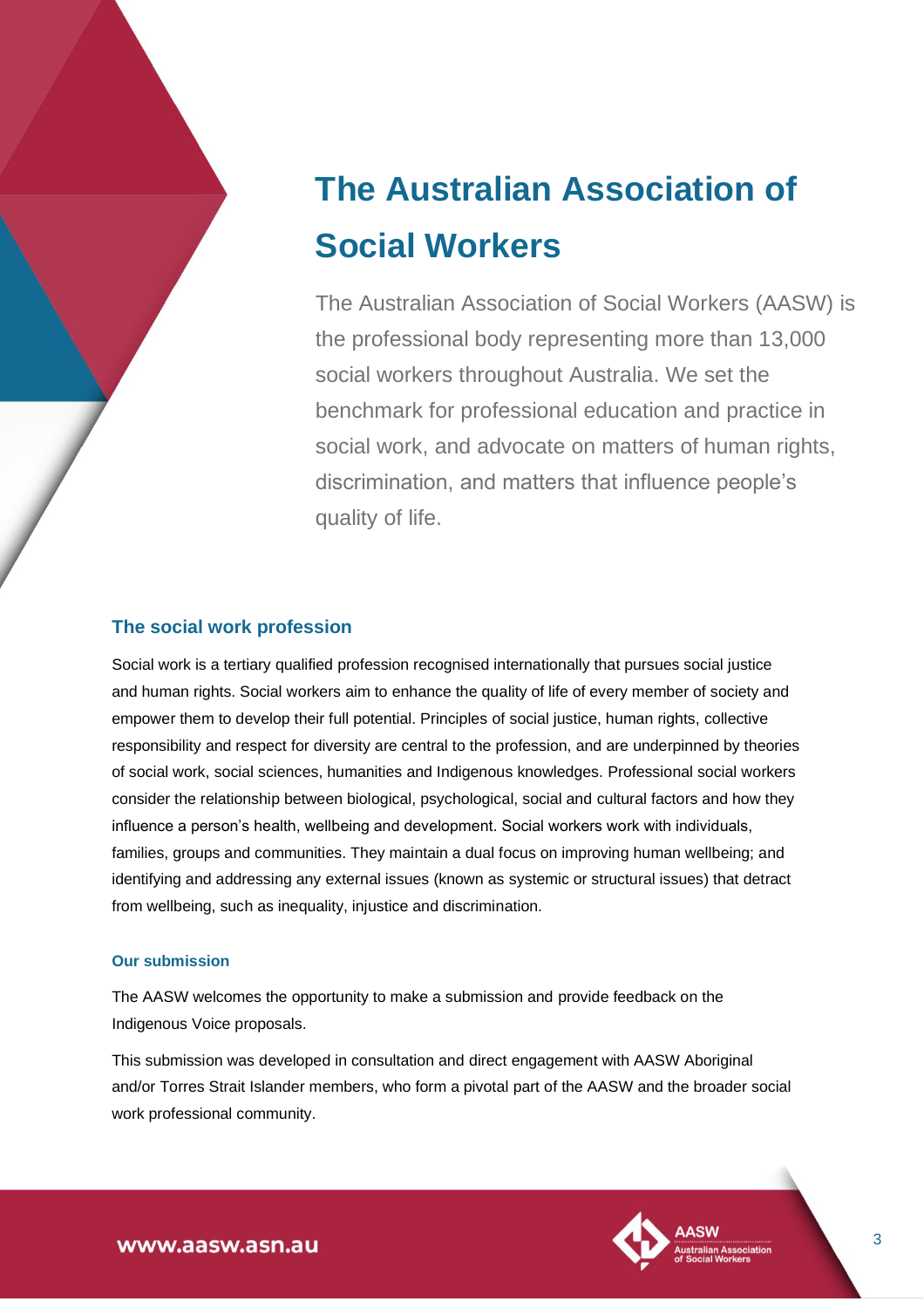# The Australian Association of Social Workers

The Australian Association of Social Workers (AASW) is the professional body representing more than 13,000 social workers throughout Australia. We set the benchmark for professional education and practice in social work, and advocate on matters of human rights, discrimination, and matters that influence people's quality of life.

## The social work profession

Social work is a tertiary qualified profession recognised internationally that pursues social justice and human rights. Social workers aim to enhance the quality of life of every member of society and empower them to develop their full potential. Principles of social justice, human rights, collective responsibility and respect for diversity are central to the profession, and are underpinned by theories of social work, social sciences, humanities and Indigenous knowledges. Professional social workers consider the relationship between biological, psychological, social and cultural factors and how they influence a person's health, wellbeing and development. Social workers work with individuals, families, groups and communities. They maintain a dual focus on improving human wellbeing; and identifying and addressing any external issues (known as systemic or structural issues) that detract from wellbeing, such as inequality, injustice and discrimination.

### Our submission

The AASW welcomes the opportunity to make a submission and provide feedback on the Indigenous Voice proposals.

This submission was developed in consultation and direct engagement with AASW Aboriginal and/or Torres Strait Islander members, who form a pivotal part of the AASW and the broader social work professional community.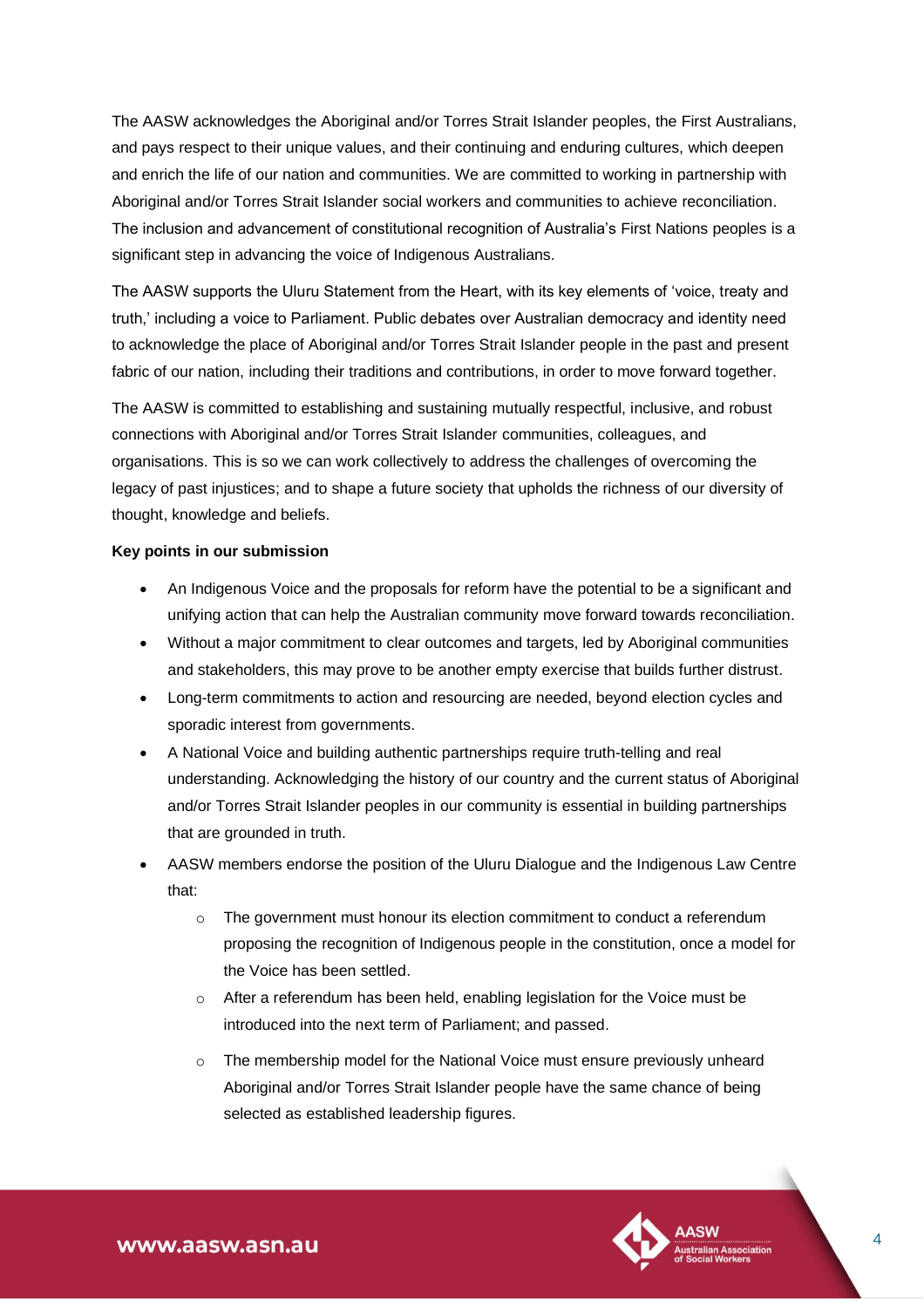The AASW acknowledges the Aboriginal and/or Torres Strait Islander peoples, the First Australians, and pays respect to their unique values, and their continuing and enduring cultures, which deepen and enrich the life of our nation and communities. We are committed to working in partnership with Aboriginal and/or Torres Strait Islander social workers and communities to achieve reconciliation. The inclusion and advancement of constitutional recognition of Australia's First Nations peoples is a significant step in advancing the voice of Indigenous Australians.

The AASW supports the Uluru Statement from the Heart, with its key elements of 'voice, treaty and truth,' including a voice to Parliament. Public debates over Australian democracy and identity need to acknowledge the place of Aboriginal and/or Torres Strait Islander people in the past and present fabric of our nation, including their traditions and contributions, in order to move forward together.

The AASW is committed to establishing and sustaining mutually respectful, inclusive, and robust connections with Aboriginal and/or Torres Strait Islander communities, colleagues, and organisations. This is so we can work collectively to address the challenges of overcoming the legacy of past injustices; and to shape a future society that upholds the richness of our diversity of thought, knowledge and beliefs.

**Key points in our submission**

- An Indigenous Voice and the proposals for reform have the potential to be a significant and unifying action that can help the Australian community move forward towards reconciliation.
- Without a major commitment to clear outcomes and targets, led by Aboriginal communities and stakeholders, this may prove to be another empty exercise that builds further distrust.
- Long-term commitments to action and resourcing are needed, beyond election cycles and sporadic interest from governments.
- A National Voice and building authentic partnerships require truth-telling and real understanding. Acknowledging the history of our country and the current status of Aboriginal and/or Torres Strait Islander peoples in our community is essential in building partnerships that are grounded in truth.
- AASW members endorse the position of the Uluru Dialogue and the Indigenous Law Centre that:
  - The government must honour its election commitment to conduct a referendum proposing the recognition of Indigenous people in the constitution, once a model for the Voice has been settled.
  - After a referendum has been held, enabling legislation for the Voice must be introduced into the next term of Parliament; and passed.
  - The membership model for the National Voice must ensure previously unheard Aboriginal and/or Torres Strait Islander people have the same chance of being selected as established leadership figures.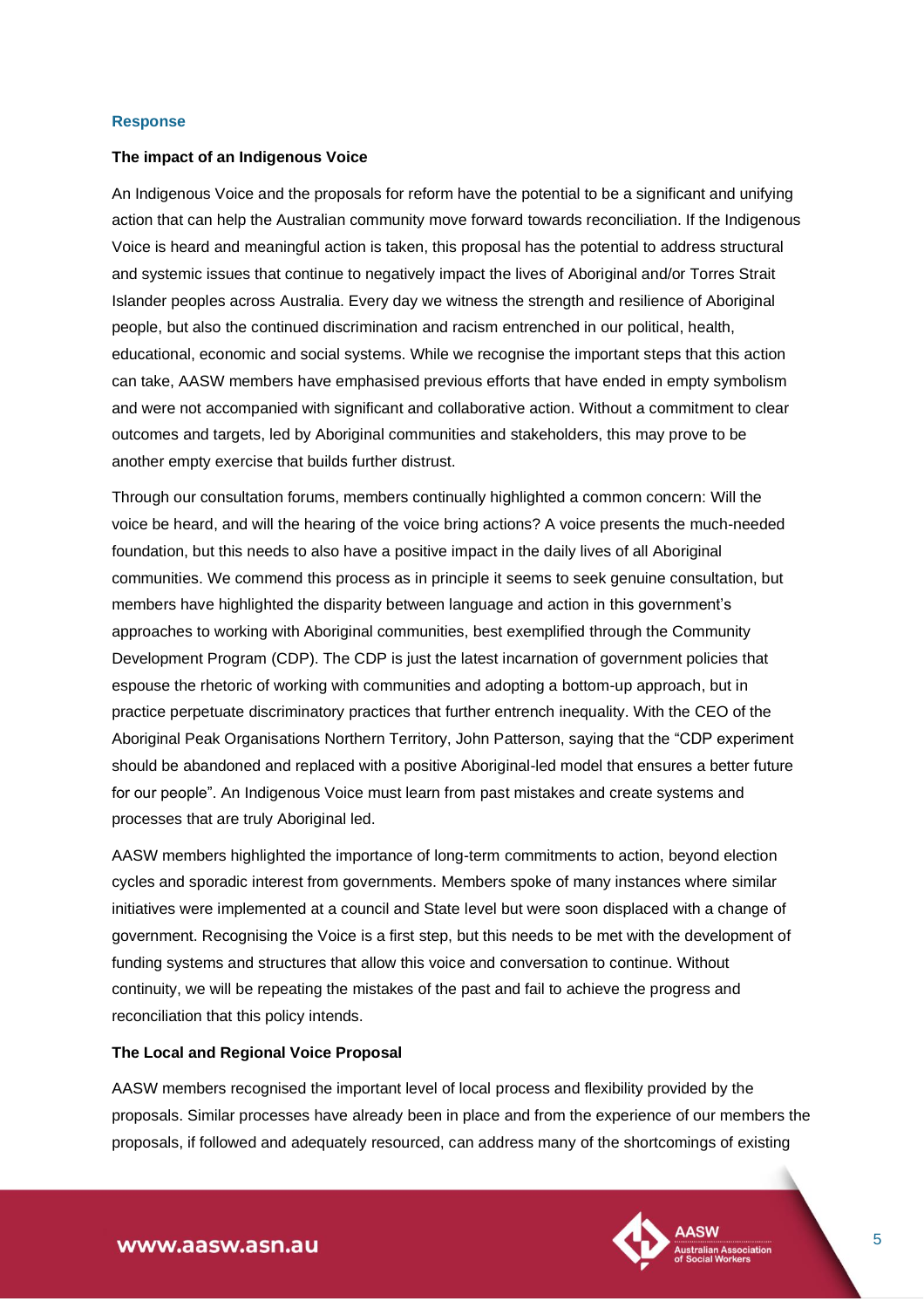## Response

### The impact of an Indigenous Voice

An Indigenous Voice and the proposals for reform have the potential to be a significant and unifying action that can help the Australian community move forward towards reconciliation. If the Indigenous Voice is heard and meaningful action is taken, this proposal has the potential to address structural and systemic issues that continue to negatively impact the lives of Aboriginal and/or Torres Strait Islander peoples across Australia. Every day we witness the strength and resilience of Aboriginal people, but also the continued discrimination and racism entrenched in our political, health, educational, economic and social systems. While we recognise the important steps that this action can take, AASW members have emphasised previous efforts that have ended in empty symbolism and were not accompanied with significant and collaborative action. Without a commitment to clear outcomes and targets, led by Aboriginal communities and stakeholders, this may prove to be another empty exercise that builds further distrust.

Through our consultation forums, members continually highlighted a common concern: Will the voice be heard, and will the hearing of the voice bring actions? A voice presents the much-needed foundation, but this needs to also have a positive impact in the daily lives of all Aboriginal communities. We commend this process as in principle it seems to seek genuine consultation, but members have highlighted the disparity between language and action in this government's approaches to working with Aboriginal communities, best exemplified through the Community Development Program (CDP). The CDP is just the latest incarnation of government policies that espouse the rhetoric of working with communities and adopting a bottom-up approach, but in practice perpetuate discriminatory practices that further entrench inequality. With the CEO of the Aboriginal Peak Organisations Northern Territory, John Patterson, saying that the "CDP experiment should be abandoned and replaced with a positive Aboriginal-led model that ensures a better future for our people". An Indigenous Voice must learn from past mistakes and create systems and processes that are truly Aboriginal led.

AASW members highlighted the importance of long-term commitments to action, beyond election cycles and sporadic interest from governments. Members spoke of many instances where similar initiatives were implemented at a council and State level but were soon displaced with a change of government. Recognising the Voice is a first step, but this needs to be met with the development of funding systems and structures that allow this voice and conversation to continue. Without continuity, we will be repeating the mistakes of the past and fail to achieve the progress and reconciliation that this policy intends.

### The Local and Regional Voice Proposal

AASW members recognised the important level of local process and flexibility provided by the proposals. Similar processes have already been in place and from the experience of our members the proposals, if followed and adequately resourced, can address many of the shortcomings of existing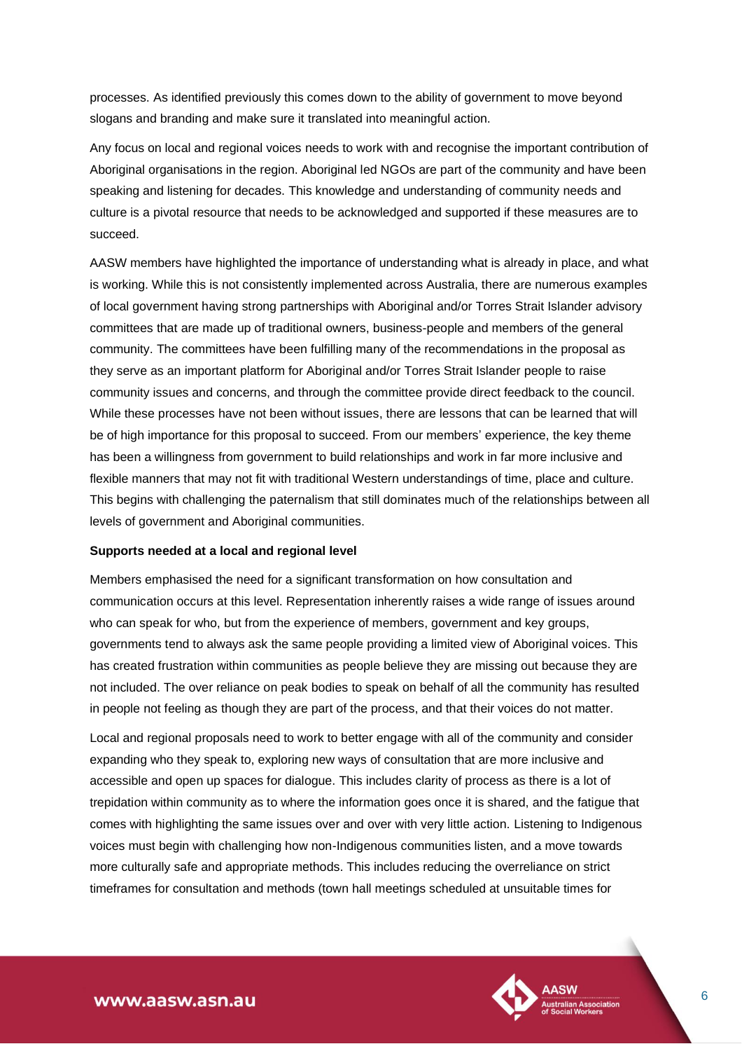processes. As identified previously this comes down to the ability of government to move beyond slogans and branding and make sure it translated into meaningful action.

Any focus on local and regional voices needs to work with and recognise the important contribution of Aboriginal organisations in the region. Aboriginal led NGOs are part of the community and have been speaking and listening for decades. This knowledge and understanding of community needs and culture is a pivotal resource that needs to be acknowledged and supported if these measures are to succeed.

AASW members have highlighted the importance of understanding what is already in place, and what is working. While this is not consistently implemented across Australia, there are numerous examples of local government having strong partnerships with Aboriginal and/or Torres Strait Islander advisory committees that are made up of traditional owners, business-people and members of the general community. The committees have been fulfilling many of the recommendations in the proposal as they serve as an important platform for Aboriginal and/or Torres Strait Islander people to raise community issues and concerns, and through the committee provide direct feedback to the council. While these processes have not been without issues, there are lessons that can be learned that will be of high importance for this proposal to succeed. From our members' experience, the key theme has been a willingness from government to build relationships and work in far more inclusive and flexible manners that may not fit with traditional Western understandings of time, place and culture. This begins with challenging the paternalism that still dominates much of the relationships between all levels of government and Aboriginal communities.

**Supports needed at a local and regional level**

Members emphasised the need for a significant transformation on how consultation and communication occurs at this level. Representation inherently raises a wide range of issues around who can speak for who, but from the experience of members, government and key groups, governments tend to always ask the same people providing a limited view of Aboriginal voices. This has created frustration within communities as people believe they are missing out because they are not included. The over reliance on peak bodies to speak on behalf of all the community has resulted in people not feeling as though they are part of the process, and that their voices do not matter.

Local and regional proposals need to work to better engage with all of the community and consider expanding who they speak to, exploring new ways of consultation that are more inclusive and accessible and open up spaces for dialogue. This includes clarity of process as there is a lot of trepidation within community as to where the information goes once it is shared, and the fatigue that comes with highlighting the same issues over and over with very little action. Listening to Indigenous voices must begin with challenging how non-Indigenous communities listen, and a move towards more culturally safe and appropriate methods. This includes reducing the overreliance on strict timeframes for consultation and methods (town hall meetings scheduled at unsuitable times for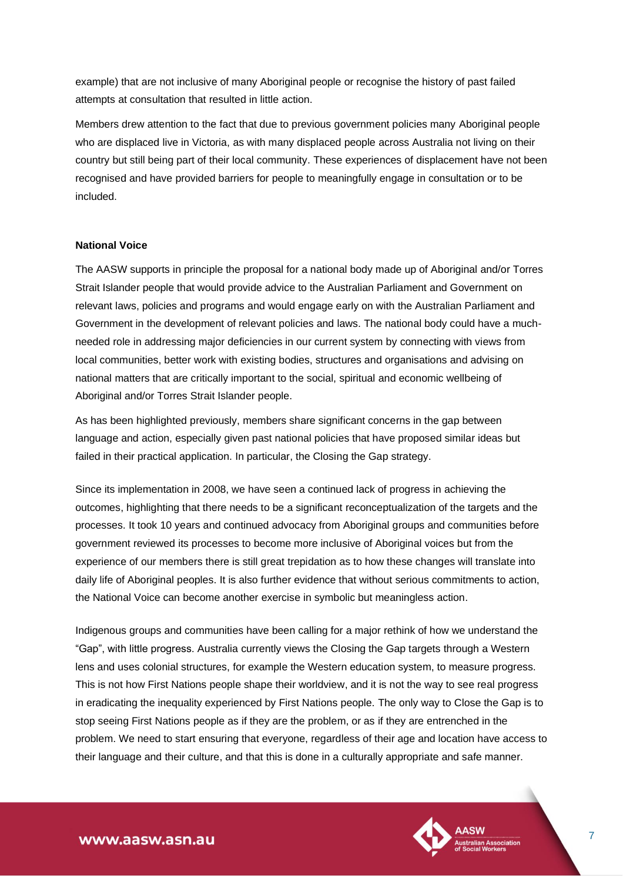example) that are not inclusive of many Aboriginal people or recognise the history of past failed attempts at consultation that resulted in little action.

Members drew attention to the fact that due to previous government policies many Aboriginal people who are displaced live in Victoria, as with many displaced people across Australia not living on their country but still being part of their local community. These experiences of displacement have not been recognised and have provided barriers for people to meaningfully engage in consultation or to be included.

**National Voice**

The AASW supports in principle the proposal for a national body made up of Aboriginal and/or Torres Strait Islander people that would provide advice to the Australian Parliament and Government on relevant laws, policies and programs and would engage early on with the Australian Parliament and Government in the development of relevant policies and laws. The national body could have a much-needed role in addressing major deficiencies in our current system by connecting with views from local communities, better work with existing bodies, structures and organisations and advising on national matters that are critically important to the social, spiritual and economic wellbeing of Aboriginal and/or Torres Strait Islander people.

As has been highlighted previously, members share significant concerns in the gap between language and action, especially given past national policies that have proposed similar ideas but failed in their practical application. In particular, the Closing the Gap strategy.

Since its implementation in 2008, we have seen a continued lack of progress in achieving the outcomes, highlighting that there needs to be a significant reconceptualization of the targets and the processes. It took 10 years and continued advocacy from Aboriginal groups and communities before government reviewed its processes to become more inclusive of Aboriginal voices but from the experience of our members there is still great trepidation as to how these changes will translate into daily life of Aboriginal peoples. It is also further evidence that without serious commitments to action, the National Voice can become another exercise in symbolic but meaningless action.

Indigenous groups and communities have been calling for a major rethink of how we understand the "Gap", with little progress. Australia currently views the Closing the Gap targets through a Western lens and uses colonial structures, for example the Western education system, to measure progress. This is not how First Nations people shape their worldview, and it is not the way to see real progress in eradicating the inequality experienced by First Nations people. The only way to Close the Gap is to stop seeing First Nations people as if they are the problem, or as if they are entrenched in the problem. We need to start ensuring that everyone, regardless of their age and location have access to their language and their culture, and that this is done in a culturally appropriate and safe manner.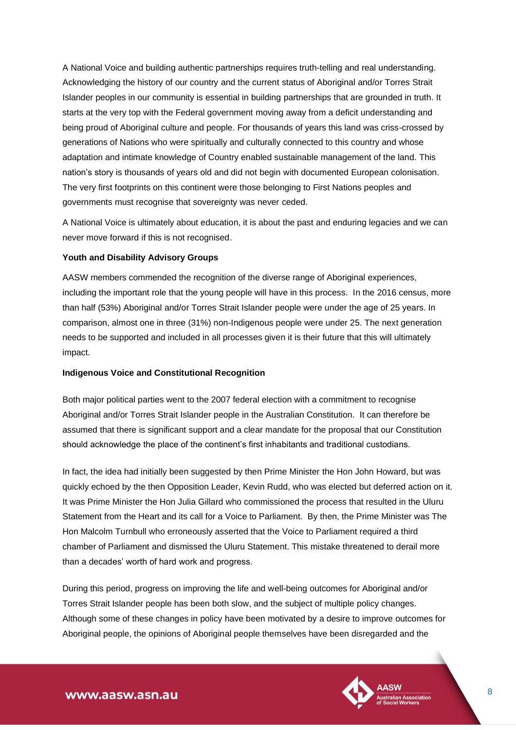A National Voice and building authentic partnerships requires truth-telling and real understanding. Acknowledging the history of our country and the current status of Aboriginal and/or Torres Strait Islander peoples in our community is essential in building partnerships that are grounded in truth. It starts at the very top with the Federal government moving away from a deficit understanding and being proud of Aboriginal culture and people. For thousands of years this land was criss-crossed by generations of Nations who were spiritually and culturally connected to this country and whose adaptation and intimate knowledge of Country enabled sustainable management of the land. This nation's story is thousands of years old and did not begin with documented European colonisation. The very first footprints on this continent were those belonging to First Nations peoples and governments must recognise that sovereignty was never ceded.

A National Voice is ultimately about education, it is about the past and enduring legacies and we can never move forward if this is not recognised.

**Youth and Disability Advisory Groups**

AASW members commended the recognition of the diverse range of Aboriginal experiences, including the important role that the young people will have in this process. In the 2016 census, more than half (53%) Aboriginal and/or Torres Strait Islander people were under the age of 25 years. In comparison, almost one in three (31%) non-Indigenous people were under 25. The next generation needs to be supported and included in all processes given it is their future that this will ultimately impact.

**Indigenous Voice and Constitutional Recognition**

Both major political parties went to the 2007 federal election with a commitment to recognise Aboriginal and/or Torres Strait Islander people in the Australian Constitution. It can therefore be assumed that there is significant support and a clear mandate for the proposal that our Constitution should acknowledge the place of the continent's first inhabitants and traditional custodians.

In fact, the idea had initially been suggested by then Prime Minister the Hon John Howard, but was quickly echoed by the then Opposition Leader, Kevin Rudd, who was elected but deferred action on it. It was Prime Minister the Hon Julia Gillard who commissioned the process that resulted in the Uluru Statement from the Heart and its call for a Voice to Parliament. By then, the Prime Minister was The Hon Malcolm Turnbull who erroneously asserted that the Voice to Parliament required a third chamber of Parliament and dismissed the Uluru Statement. This mistake threatened to derail more than a decades' worth of hard work and progress.

During this period, progress on improving the life and well-being outcomes for Aboriginal and/or Torres Strait Islander people has been both slow, and the subject of multiple policy changes. Although some of these changes in policy have been motivated by a desire to improve outcomes for Aboriginal people, the opinions of Aboriginal people themselves have been disregarded and the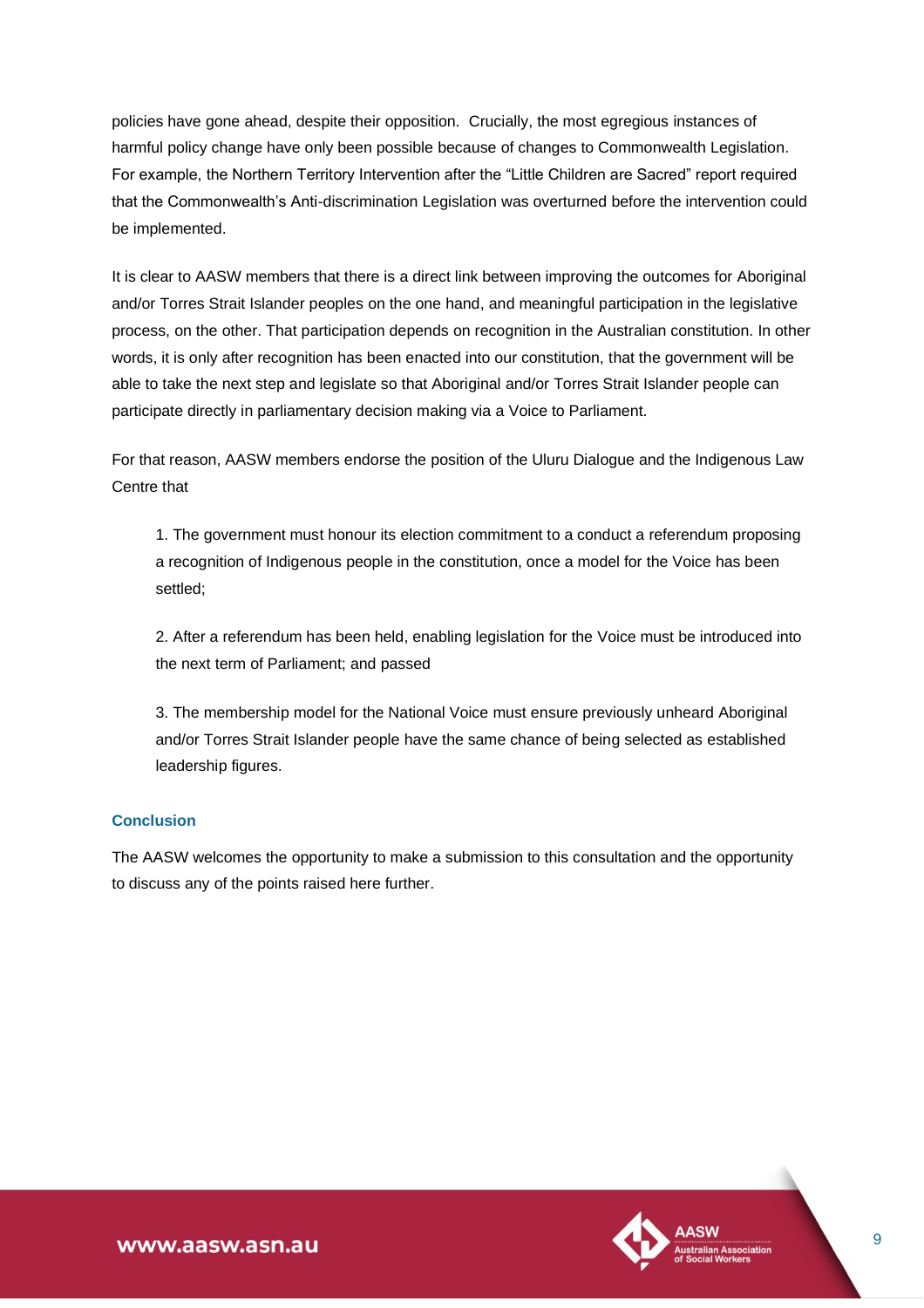policies have gone ahead, despite their opposition. Crucially, the most egregious instances of harmful policy change have only been possible because of changes to Commonwealth Legislation. For example, the Northern Territory Intervention after the "Little Children are Sacred" report required that the Commonwealth's Anti-discrimination Legislation was overturned before the intervention could be implemented.

It is clear to AASW members that there is a direct link between improving the outcomes for Aboriginal and/or Torres Strait Islander peoples on the one hand, and meaningful participation in the legislative process, on the other. That participation depends on recognition in the Australian constitution. In other words, it is only after recognition has been enacted into our constitution, that the government will be able to take the next step and legislate so that Aboriginal and/or Torres Strait Islander people can participate directly in parliamentary decision making via a Voice to Parliament.

For that reason, AASW members endorse the position of the Uluru Dialogue and the Indigenous Law Centre that

1. The government must honour its election commitment to a conduct a referendum proposing a recognition of Indigenous people in the constitution, once a model for the Voice has been settled;

2. After a referendum has been held, enabling legislation for the Voice must be introduced into the next term of Parliament; and passed

3. The membership model for the National Voice must ensure previously unheard Aboriginal and/or Torres Strait Islander people have the same chance of being selected as established leadership figures.

## Conclusion

The AASW welcomes the opportunity to make a submission to this consultation and the opportunity to discuss any of the points raised here further.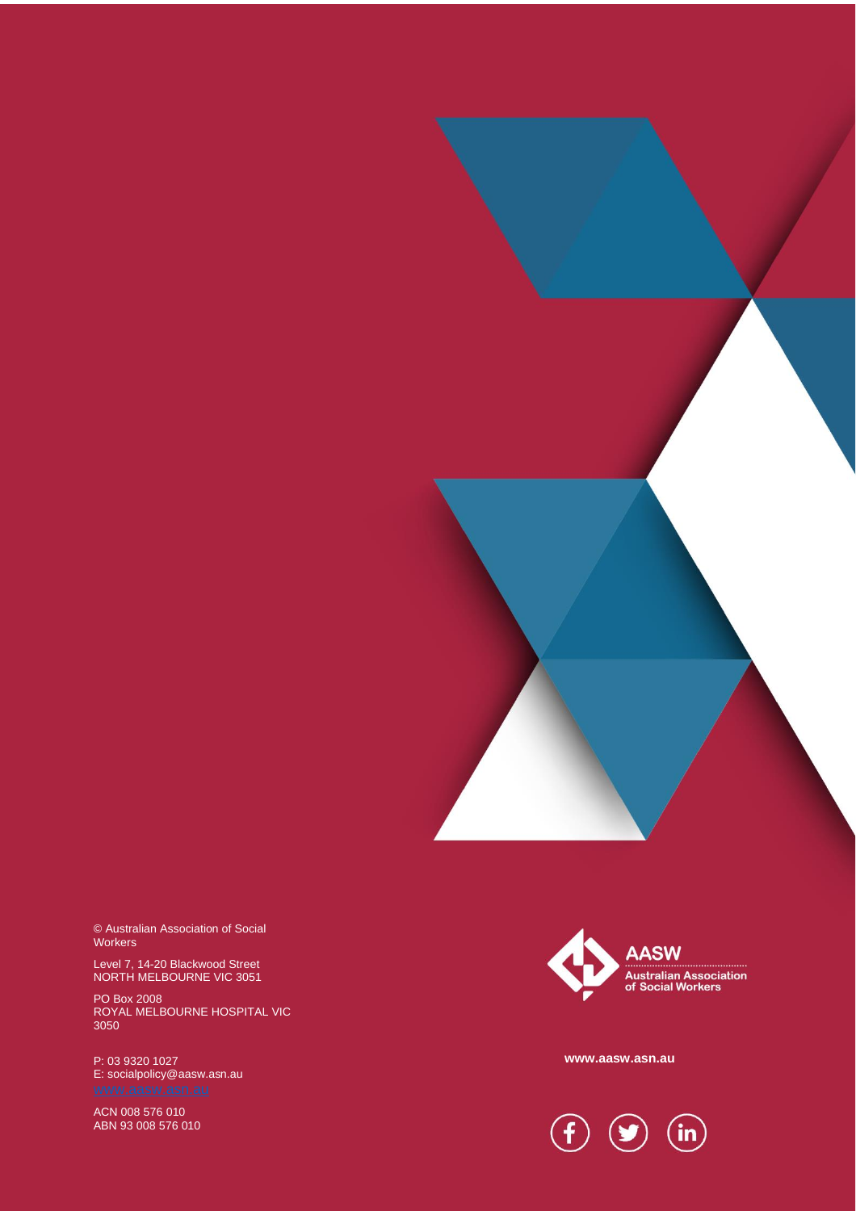© Australian Association of Social Workers

Level 7, 14-20 Blackwood Street
NORTH MELBOURNE VIC 3051

PO Box 2008
ROYAL MELBOURNE HOSPITAL VIC 3050

P: 03 9320 1027
E: socialpolicy@aasw.asn.au
www.aasw.asn.au

ACN 008 576 010
ABN 93 008 576 010

AASW
Australian Association of Social Workers

www.aasw.asn.au